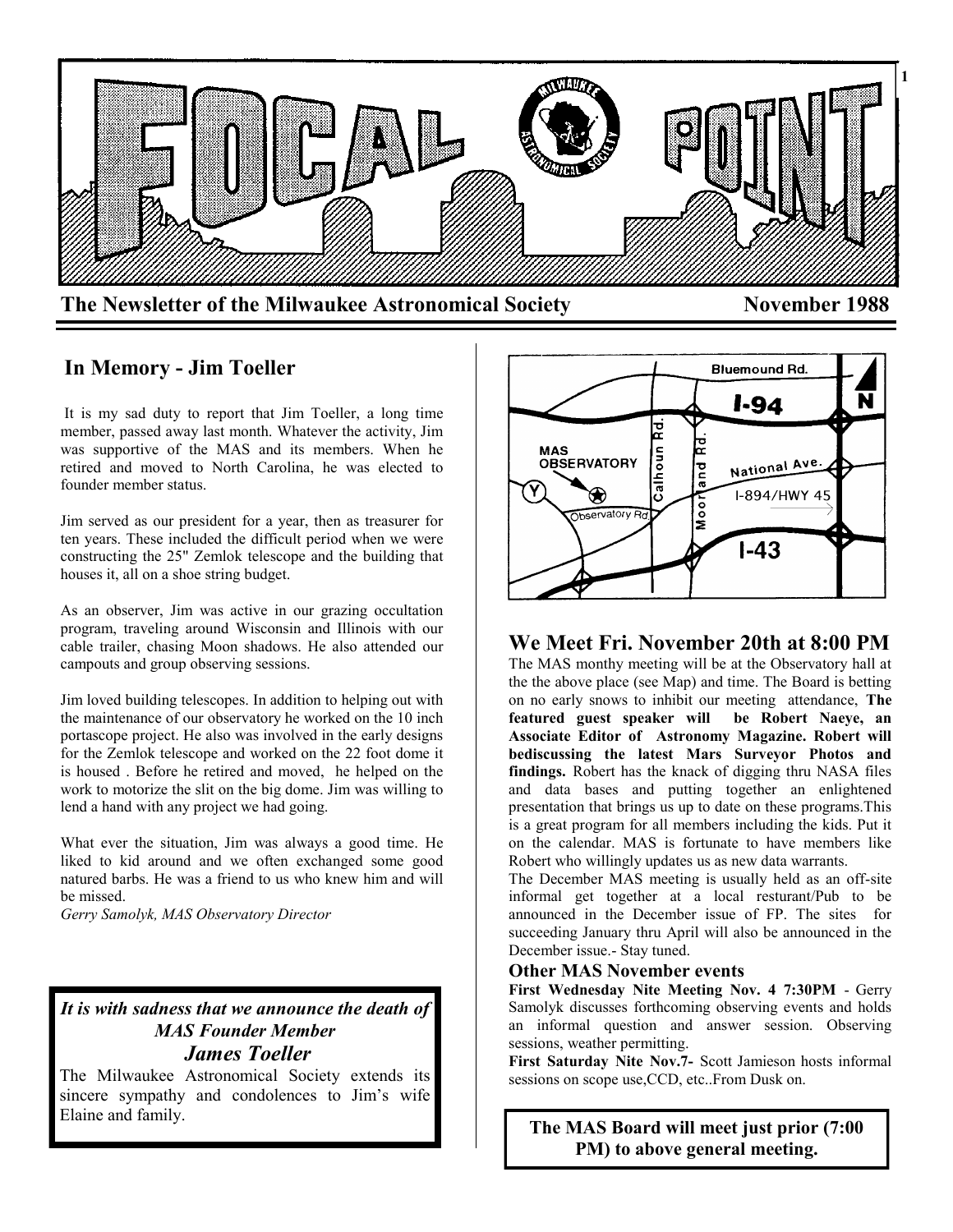# FOCAL POINT

**The Newsletter of the Milwaukee Astronomical Society** **November 1988**

## In Memory - Jim Toeller

It is my sad duty to report that Jim Toeller, a long time member, passed away last month. Whatever the activity, Jim was supportive of the MAS and its members. When he retired and moved to North Carolina, he was elected to founder member status.

Jim served as our president for a year, then as treasurer for ten years. These included the difficult period when we were constructing the 25" Zemlok telescope and the building that houses it, all on a shoe string budget.

As an observer, Jim was active in our grazing occultation program, traveling around Wisconsin and Illinois with our cable trailer, chasing Moon shadows. He also attended our campouts and group observing sessions.

Jim loved building telescopes. In addition to helping out with the maintenance of our observatory he worked on the 10 inch portascope project. He also was involved in the early designs for the Zemlok telescope and worked on the 22 foot dome it is housed . Before he retired and moved, he helped on the work to motorize the slit on the big dome. Jim was willing to lend a hand with any project we had going.

What ever the situation, Jim was always a good time. He liked to kid around and we often exchanged some good natured barbs. He was a friend to us who knew him and will be missed.

*Gerry Samolyk, MAS Observatory Director*

***It is with sadness that we announce the death of MAS Founder Member***

***James Toeller***

The Milwaukee Astronomical Society extends its sincere sympathy and condolences to Jim's wife Elaine and family.

Bluemound Rd. I-94 N MAS OBSERVATORY Y Observatory Rd Calhoun Rd. Moorland Rd. National Ave. I-894/HWY 45 I-43

## We Meet Fri. November 20th at 8:00 PM

The MAS monthy meeting will be at the Observatory hall at the the above place (see Map) and time. The Board is betting on no early snows to inhibit our meeting attendance, **The featured guest speaker will be Robert Naeye, an Associate Editor of Astronomy Magazine. Robert will bediscussing the latest Mars Surveyor Photos and findings.** Robert has the knack of digging thru NASA files and data bases and putting together an enlightened presentation that brings us up to date on these programs.This is a great program for all members including the kids. Put it on the calendar. MAS is fortunate to have members like Robert who willingly updates us as new data warrants.

The December MAS meeting is usually held as an off-site informal get together at a local resturant/Pub to be announced in the December issue of FP. The sites for succeeding January thru April will also be announced in the December issue.- Stay tuned.

### Other MAS November events

**First Wednesday Nite Meeting Nov. 4 7:30PM** - Gerry Samolyk discusses forthcoming observing events and holds an informal question and answer session. Observing sessions, weather permitting.

**First Saturday Nite Nov.7-** Scott Jamieson hosts informal sessions on scope use,CCD, etc..From Dusk on.

**The MAS Board will meet just prior (7:00 PM) to above general meeting.**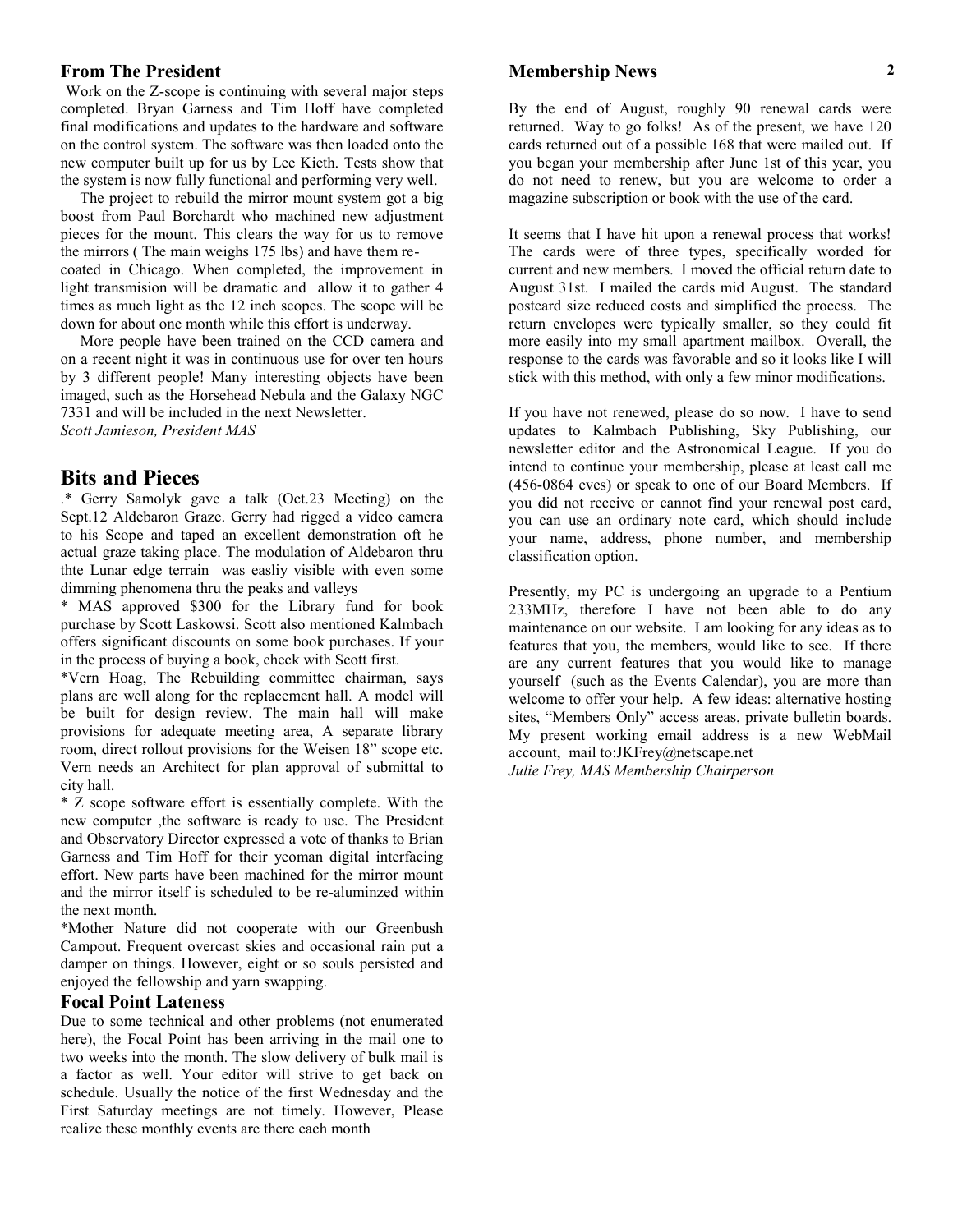## From The President

Work on the Z-scope is continuing with several major steps completed. Bryan Garness and Tim Hoff have completed final modifications and updates to the hardware and software on the control system. The software was then loaded onto the new computer built up for us by Lee Kieth. Tests show that the system is now fully functional and performing very well.

The project to rebuild the mirror mount system got a big boost from Paul Borchardt who machined new adjustment pieces for the mount. This clears the way for us to remove the mirrors ( The main weighs 175 lbs) and have them re-coated in Chicago. When completed, the improvement in light transmision will be dramatic and allow it to gather 4 times as much light as the 12 inch scopes. The scope will be down for about one month while this effort is underway.

More people have been trained on the CCD camera and on a recent night it was in continuous use for over ten hours by 3 different people! Many interesting objects have been imaged, such as the Horsehead Nebula and the Galaxy NGC 7331 and will be included in the next Newsletter.

*Scott Jamieson, President MAS*

# Bits and Pieces

.* Gerry Samolyk gave a talk (Oct.23 Meeting) on the Sept.12 Aldebaron Graze. Gerry had rigged a video camera to his Scope and taped an excellent demonstration oft he actual graze taking place. The modulation of Aldebaron thru thte Lunar edge terrain was easliy visible with even some dimming phenomena thru the peaks and valleys

* MAS approved $300 for the Library fund for book purchase by Scott Laskowsi. Scott also mentioned Kalmbach offers significant discounts on some book purchases. If your in the process of buying a book, check with Scott first.

*Vern Hoag, The Rebuilding committee chairman, says plans are well along for the replacement hall. A model will be built for design review. The main hall will make provisions for adequate meeting area, A separate library room, direct rollout provisions for the Weisen 18" scope etc. Vern needs an Architect for plan approval of submittal to city hall.

* Z scope software effort is essentially complete. With the new computer ,the software is ready to use. The President and Observatory Director expressed a vote of thanks to Brian Garness and Tim Hoff for their yeoman digital interfacing effort. New parts have been machined for the mirror mount and the mirror itself is scheduled to be re-aluminzed within the next month.

*Mother Nature did not cooperate with our Greenbush Campout. Frequent overcast skies and occasional rain put a damper on things. However, eight or so souls persisted and enjoyed the fellowship and yarn swapping.

## Focal Point Lateness

Due to some technical and other problems (not enumerated here), the Focal Point has been arriving in the mail one to two weeks into the month. The slow delivery of bulk mail is a factor as well. Your editor will strive to get back on schedule. Usually the notice of the first Wednesday and the First Saturday meetings are not timely. However, Please realize these monthly events are there each month

## Membership News

By the end of August, roughly 90 renewal cards were returned. Way to go folks! As of the present, we have 120 cards returned out of a possible 168 that were mailed out. If you began your membership after June 1st of this year, you do not need to renew, but you are welcome to order a magazine subscription or book with the use of the card.

It seems that I have hit upon a renewal process that works! The cards were of three types, specifically worded for current and new members. I moved the official return date to August 31st. I mailed the cards mid August. The standard postcard size reduced costs and simplified the process. The return envelopes were typically smaller, so they could fit more easily into my small apartment mailbox. Overall, the response to the cards was favorable and so it looks like I will stick with this method, with only a few minor modifications.

If you have not renewed, please do so now. I have to send updates to Kalmbach Publishing, Sky Publishing, our newsletter editor and the Astronomical League. If you do intend to continue your membership, please at least call me (456-0864 eves) or speak to one of our Board Members. If you did not receive or cannot find your renewal post card, you can use an ordinary note card, which should include your name, address, phone number, and membership classification option.

Presently, my PC is undergoing an upgrade to a Pentium 233MHz, therefore I have not been able to do any maintenance on our website. I am looking for any ideas as to features that you, the members, would like to see. If there are any current features that you would like to manage yourself (such as the Events Calendar), you are more than welcome to offer your help. A few ideas: alternative hosting sites, "Members Only" access areas, private bulletin boards. My present working email address is a new WebMail account, mail to:JKFrey@netscape.net

*Julie Frey, MAS Membership Chairperson*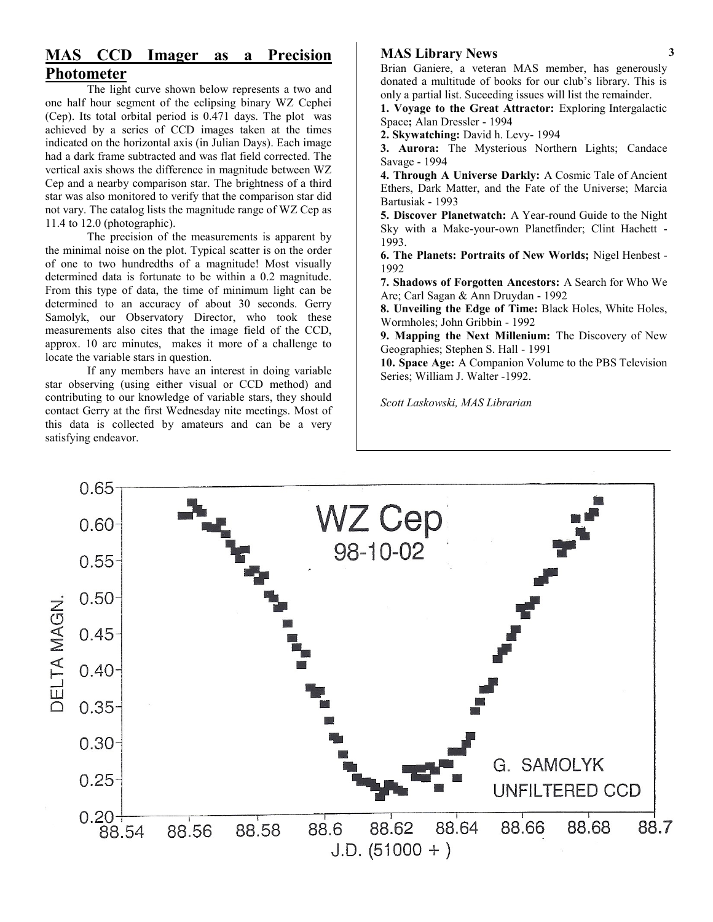## MAS CCD Imager as a Precision Photometer

The light curve shown below represents a two and one half hour segment of the eclipsing binary WZ Cephei (Cep). Its total orbital period is 0.471 days. The plot was achieved by a series of CCD images taken at the times indicated on the horizontal axis (in Julian Days). Each image had a dark frame subtracted and was flat field corrected. The vertical axis shows the difference in magnitude between WZ Cep and a nearby comparison star. The brightness of a third star was also monitored to verify that the comparison star did not vary. The catalog lists the magnitude range of WZ Cep as 11.4 to 12.0 (photographic).

The precision of the measurements is apparent by the minimal noise on the plot. Typical scatter is on the order of one to two hundredths of a magnitude! Most visually determined data is fortunate to be within a 0.2 magnitude. From this type of data, the time of minimum light can be determined to an accuracy of about 30 seconds. Gerry Samolyk, our Observatory Director, who took these measurements also cites that the image field of the CCD, approx. 10 arc minutes, makes it more of a challenge to locate the variable stars in question.

If any members have an interest in doing variable star observing (using either visual or CCD method) and contributing to our knowledge of variable stars, they should contact Gerry at the first Wednesday nite meetings. Most of this data is collected by amateurs and can be a very satisfying endeavor.

## MAS Library News

Brian Ganiere, a veteran MAS member, has generously donated a multitude of books for our club's library. This is only a partial list. Suceeding issues will list the remainder.

**1. Voyage to the Great Attractor:** Exploring Intergalactic Space**;** Alan Dressler - 1994

**2. Skywatching:** David h. Levy- 1994

**3. Aurora:** The Mysterious Northern Lights; Candace Savage - 1994

**4. Through A Universe Darkly:** A Cosmic Tale of Ancient Ethers, Dark Matter, and the Fate of the Universe; Marcia Bartusiak - 1993

**5. Discover Planetwatch:** A Year-round Guide to the Night Sky with a Make-your-own Planetfinder; Clint Hachett - 1993.

**6. The Planets: Portraits of New Worlds;** Nigel Henbest - 1992

**7. Shadows of Forgotten Ancestors:** A Search for Who We Are; Carl Sagan & Ann Druydan - 1992

**8. Unveiling the Edge of Time:** Black Holes, White Holes, Wormholes; John Gribbin - 1992

**9. Mapping the Next Millenium:** The Discovery of New Geographies; Stephen S. Hall - 1991

**10. Space Age:** A Companion Volume to the PBS Television Series; William J. Walter -1992.

*Scott Laskowski, MAS Librarian*

WZ Cep 98-10-02

G. SAMOLYK UNFILTERED CCD

DELTA MAGN. vs. J.D. (51000 + )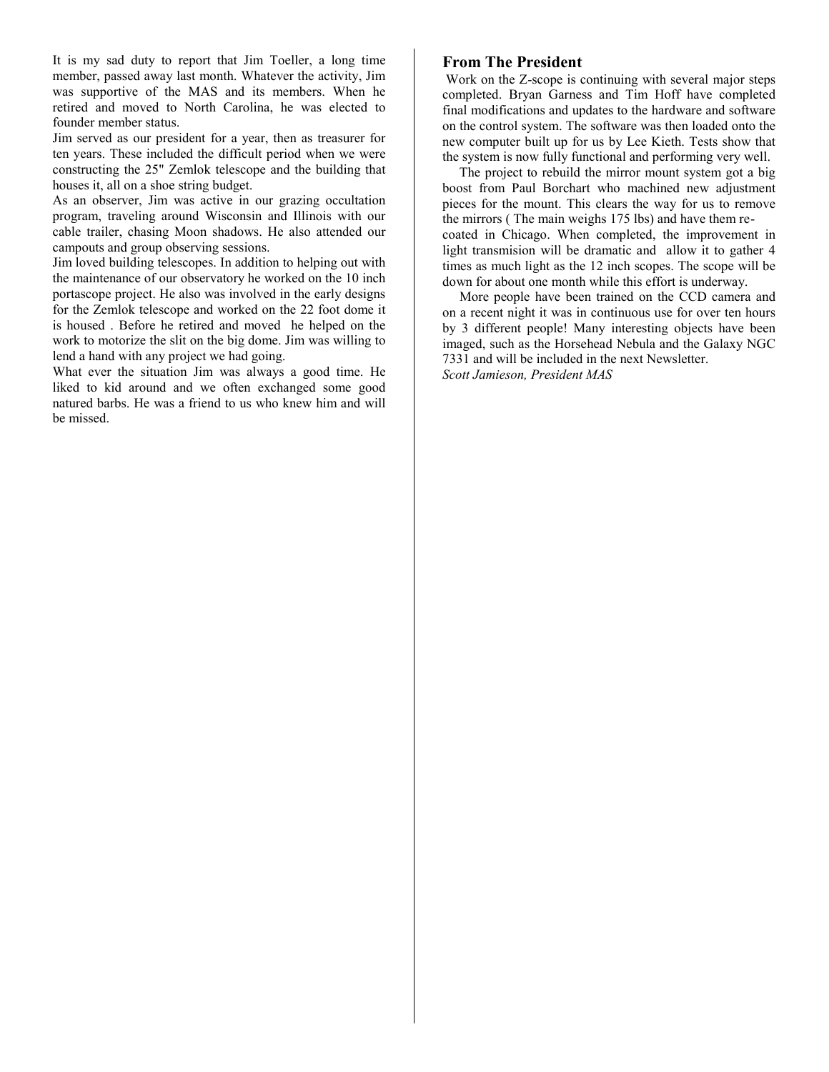It is my sad duty to report that Jim Toeller, a long time member, passed away last month. Whatever the activity, Jim was supportive of the MAS and its members. When he retired and moved to North Carolina, he was elected to founder member status.

Jim served as our president for a year, then as treasurer for ten years. These included the difficult period when we were constructing the 25" Zemlok telescope and the building that houses it, all on a shoe string budget.

As an observer, Jim was active in our grazing occultation program, traveling around Wisconsin and Illinois with our cable trailer, chasing Moon shadows. He also attended our campouts and group observing sessions.

Jim loved building telescopes. In addition to helping out with the maintenance of our observatory he worked on the 10 inch portascope project. He also was involved in the early designs for the Zemlok telescope and worked on the 22 foot dome it is housed . Before he retired and moved he helped on the work to motorize the slit on the big dome. Jim was willing to lend a hand with any project we had going.

What ever the situation Jim was always a good time. He liked to kid around and we often exchanged some good natured barbs. He was a friend to us who knew him and will be missed.

## From The President

Work on the Z-scope is continuing with several major steps completed. Bryan Garness and Tim Hoff have completed final modifications and updates to the hardware and software on the control system. The software was then loaded onto the new computer built up for us by Lee Kieth. Tests show that the system is now fully functional and performing very well.

The project to rebuild the mirror mount system got a big boost from Paul Borchart who machined new adjustment pieces for the mount. This clears the way for us to remove the mirrors ( The main weighs 175 lbs) and have them re-coated in Chicago. When completed, the improvement in light transmision will be dramatic and allow it to gather 4 times as much light as the 12 inch scopes. The scope will be down for about one month while this effort is underway.

More people have been trained on the CCD camera and on a recent night it was in continuous use for over ten hours by 3 different people! Many interesting objects have been imaged, such as the Horsehead Nebula and the Galaxy NGC 7331 and will be included in the next Newsletter.

*Scott Jamieson, President MAS*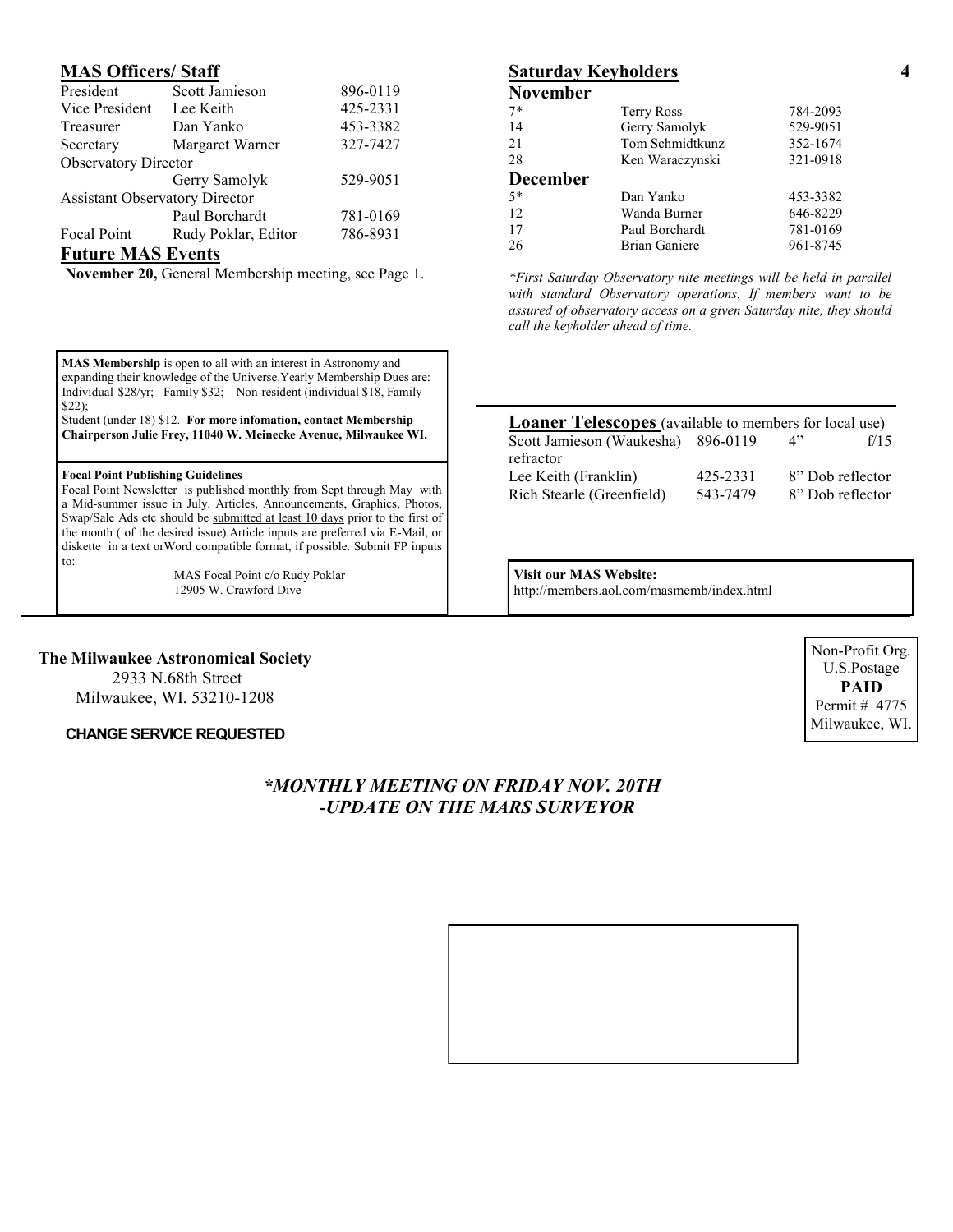## MAS Officers/ Staff

| | | |
|---|---|---|
| President | Scott Jamieson | 896-0119 |
| Vice President | Lee Keith | 425-2331 |
| Treasurer | Dan Yanko | 453-3382 |
| Secretary | Margaret Warner | 327-7427 |
| Observatory Director | | |
| | Gerry Samolyk | 529-9051 |
| Assistant Observatory Director | | |
| | Paul Borchardt | 781-0169 |
| Focal Point | Rudy Poklar, Editor | 786-8931 |

## Future MAS Events

**November 20,** General Membership meeting, see Page 1.

**MAS Membership** is open to all with an interest in Astronomy and expanding their knowledge of the Universe.Yearly Membership Dues are: Individual $28/yr; Family $32; Non-resident (individual $18, Family $22);
Student (under 18) $12. **For more infomation, contact Membership Chairperson Julie Frey, 11040 W. Meinecke Avenue, Milwaukee WI.**

**Focal Point Publishing Guidelines**
Focal Point Newsletter is published monthly from Sept through May with a Mid-summer issue in July. Articles, Announcements, Graphics, Photos, Swap/Sale Ads etc should be submitted at least 10 days prior to the first of the month ( of the desired issue).Article inputs are preferred via E-Mail, or diskette in a text orWord compatible format, if possible. Submit FP inputs to:

MAS Focal Point c/o Rudy Poklar
12905 W. Crawford Dive

## Saturday Keyholders

**November**

| | | |
|---|---|---|
| 7* | Terry Ross | 784-2093 |
| 14 | Gerry Samolyk | 529-9051 |
| 21 | Tom Schmidtkunz | 352-1674 |
| 28 | Ken Waraczynski | 321-0918 |

**December**

| | | |
|---|---|---|
| 5* | Dan Yanko | 453-3382 |
| 12 | Wanda Burner | 646-8229 |
| 17 | Paul Borchardt | 781-0169 |
| 26 | Brian Ganiere | 961-8745 |

*\*First Saturday Observatory nite meetings will be held in parallel with standard Observatory operations. If members want to be assured of observatory access on a given Saturday nite, they should call the keyholder ahead of time.*

## Loaner Telescopes (available to members for local use)

| | | |
|---|---|---|
| Scott Jamieson (Waukesha) | 896-0119 | 4" f/15 refractor |
| Lee Keith (Franklin) | 425-2331 | 8" Dob reflector |
| Rich Stearle (Greenfield) | 543-7479 | 8" Dob reflector |

**Visit our MAS Website:**
http://members.aol.com/masmemb/index.html

**The Milwaukee Astronomical Society**
2933 N.68th Street
Milwaukee, WI. 53210-1208

**CHANGE SERVICE REQUESTED**

Non-Profit Org.
U.S.Postage
**PAID**
Permit # 4775
Milwaukee, WI.

***\*MONTHLY MEETING ON FRIDAY NOV. 20TH***
***-UPDATE ON THE MARS SURVEYOR***